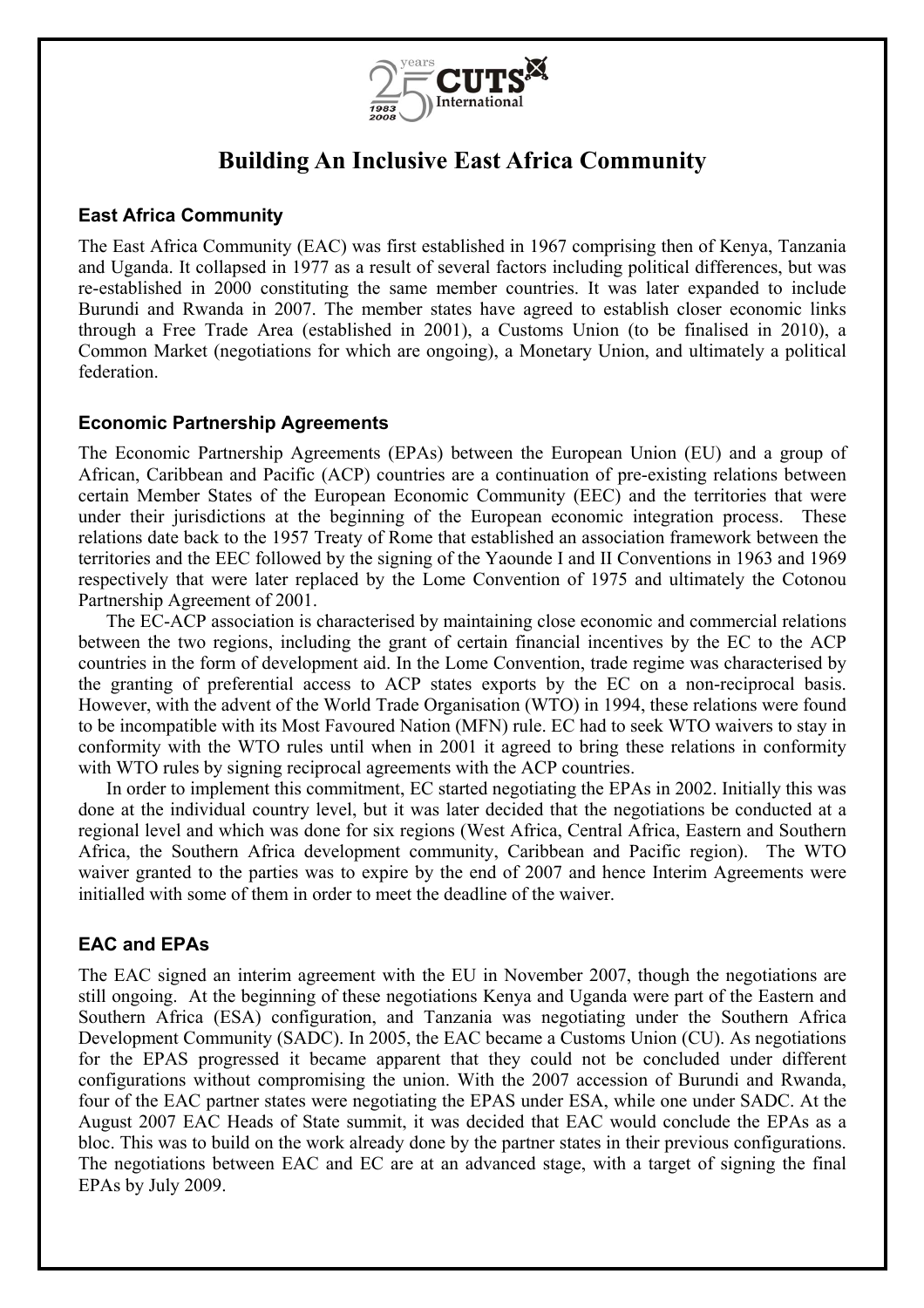# Building An Inclusive East Africa Community

## East Africa Community

The East Africa Community (EAC) was first established in 1967 comprising then of Kenya, Tanzania and Uganda. It collapsed in 1977 as a result of several factors including political differences, but was re-established in 2000 constituting the same member countries. It was later expanded to include Burundi and Rwanda in 2007. The member states have agreed to establish closer economic links through a Free Trade Area (established in 2001), a Customs Union (to be finalised in 2010), a Common Market (negotiations for which are ongoing), a Monetary Union, and ultimately a political federation.

## Economic Partnership Agreements

The Economic Partnership Agreements (EPAs) between the European Union (EU) and a group of African, Caribbean and Pacific (ACP) countries are a continuation of pre-existing relations between certain Member States of the European Economic Community (EEC) and the territories that were under their jurisdictions at the beginning of the European economic integration process. These relations date back to the 1957 Treaty of Rome that established an association framework between the territories and the EEC followed by the signing of the Yaounde I and II Conventions in 1963 and 1969 respectively that were later replaced by the Lome Convention of 1975 and ultimately the Cotonou Partnership Agreement of 2001.

The EC-ACP association is characterised by maintaining close economic and commercial relations between the two regions, including the grant of certain financial incentives by the EC to the ACP countries in the form of development aid. In the Lome Convention, trade regime was characterised by the granting of preferential access to ACP states exports by the EC on a non-reciprocal basis. However, with the advent of the World Trade Organisation (WTO) in 1994, these relations were found to be incompatible with its Most Favoured Nation (MFN) rule. EC had to seek WTO waivers to stay in conformity with the WTO rules until when in 2001 it agreed to bring these relations in conformity with WTO rules by signing reciprocal agreements with the ACP countries.

In order to implement this commitment, EC started negotiating the EPAs in 2002. Initially this was done at the individual country level, but it was later decided that the negotiations be conducted at a regional level and which was done for six regions (West Africa, Central Africa, Eastern and Southern Africa, the Southern Africa development community, Caribbean and Pacific region). The WTO waiver granted to the parties was to expire by the end of 2007 and hence Interim Agreements were initialled with some of them in order to meet the deadline of the waiver.

## EAC and EPAs

The EAC signed an interim agreement with the EU in November 2007, though the negotiations are still ongoing. At the beginning of these negotiations Kenya and Uganda were part of the Eastern and Southern Africa (ESA) configuration, and Tanzania was negotiating under the Southern Africa Development Community (SADC). In 2005, the EAC became a Customs Union (CU). As negotiations for the EPAS progressed it became apparent that they could not be concluded under different configurations without compromising the union. With the 2007 accession of Burundi and Rwanda, four of the EAC partner states were negotiating the EPAS under ESA, while one under SADC. At the August 2007 EAC Heads of State summit, it was decided that EAC would conclude the EPAs as a bloc. This was to build on the work already done by the partner states in their previous configurations. The negotiations between EAC and EC are at an advanced stage, with a target of signing the final EPAs by July 2009.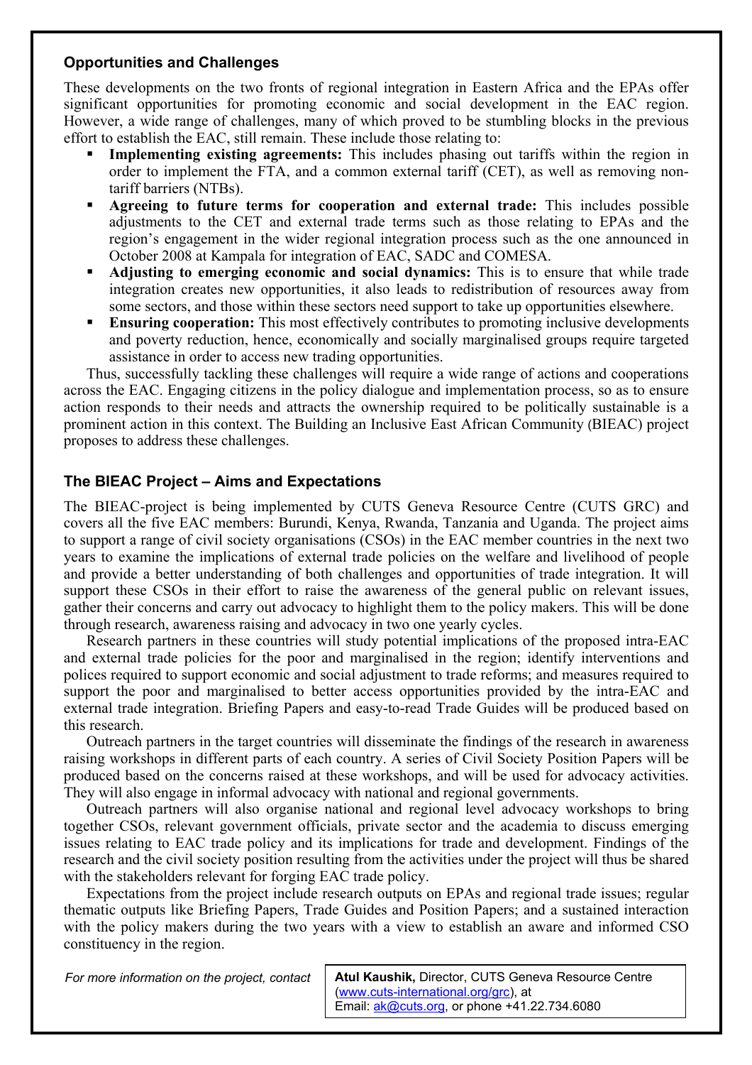### Opportunities and Challenges

These developments on the two fronts of regional integration in Eastern Africa and the EPAs offer significant opportunities for promoting economic and social development in the EAC region. However, a wide range of challenges, many of which proved to be stumbling blocks in the previous effort to establish the EAC, still remain. These include those relating to:

- **Implementing existing agreements:** This includes phasing out tariffs within the region in order to implement the FTA, and a common external tariff (CET), as well as removing non-tariff barriers (NTBs).
- **Agreeing to future terms for cooperation and external trade:** This includes possible adjustments to the CET and external trade terms such as those relating to EPAs and the region's engagement in the wider regional integration process such as the one announced in October 2008 at Kampala for integration of EAC, SADC and COMESA.
- **Adjusting to emerging economic and social dynamics:** This is to ensure that while trade integration creates new opportunities, it also leads to redistribution of resources away from some sectors, and those within these sectors need support to take up opportunities elsewhere.
- **Ensuring cooperation:** This most effectively contributes to promoting inclusive developments and poverty reduction, hence, economically and socially marginalised groups require targeted assistance in order to access new trading opportunities.

Thus, successfully tackling these challenges will require a wide range of actions and cooperations across the EAC. Engaging citizens in the policy dialogue and implementation process, so as to ensure action responds to their needs and attracts the ownership required to be politically sustainable is a prominent action in this context. The Building an Inclusive East African Community (BIEAC) project proposes to address these challenges.

### The BIEAC Project – Aims and Expectations

The BIEAC-project is being implemented by CUTS Geneva Resource Centre (CUTS GRC) and covers all the five EAC members: Burundi, Kenya, Rwanda, Tanzania and Uganda. The project aims to support a range of civil society organisations (CSOs) in the EAC member countries in the next two years to examine the implications of external trade policies on the welfare and livelihood of people and provide a better understanding of both challenges and opportunities of trade integration. It will support these CSOs in their effort to raise the awareness of the general public on relevant issues, gather their concerns and carry out advocacy to highlight them to the policy makers. This will be done through research, awareness raising and advocacy in two one yearly cycles.

Research partners in these countries will study potential implications of the proposed intra-EAC and external trade policies for the poor and marginalised in the region; identify interventions and polices required to support economic and social adjustment to trade reforms; and measures required to support the poor and marginalised to better access opportunities provided by the intra-EAC and external trade integration. Briefing Papers and easy-to-read Trade Guides will be produced based on this research.

Outreach partners in the target countries will disseminate the findings of the research in awareness raising workshops in different parts of each country. A series of Civil Society Position Papers will be produced based on the concerns raised at these workshops, and will be used for advocacy activities. They will also engage in informal advocacy with national and regional governments.

Outreach partners will also organise national and regional level advocacy workshops to bring together CSOs, relevant government officials, private sector and the academia to discuss emerging issues relating to EAC trade policy and its implications for trade and development. Findings of the research and the civil society position resulting from the activities under the project will thus be shared with the stakeholders relevant for forging EAC trade policy.

Expectations from the project include research outputs on EPAs and regional trade issues; regular thematic outputs like Briefing Papers, Trade Guides and Position Papers; and a sustained interaction with the policy makers during the two years with a view to establish an aware and informed CSO constituency in the region.

*For more information on the project, contact*

**Atul Kaushik,** Director, CUTS Geneva Resource Centre (www.cuts-international.org/grc), at Email: ak@cuts.org, or phone +41.22.734.6080